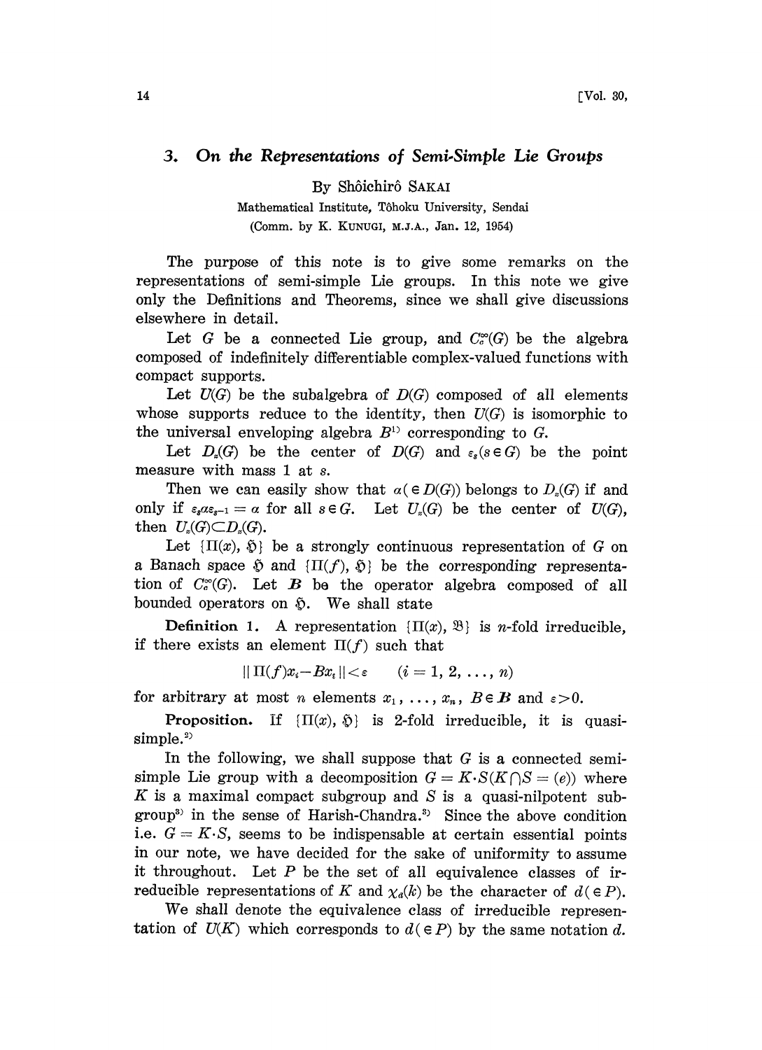# 3. *On the Representations of Semi-Simple Lie Groups*

By Shôichirô SAKAI

Mathematical Institute, Tôhoku University, Sendai

(Comm. by K. KUNUGI, M.J.A., Jan. 12, 1954)

The purpose of this note is to give some remarks on the representations of semi-simple Lie groups. In this note we give only the Definitions and Theorems, since we shall give discussions elsewhere in detail.

Let $G$ be a connected Lie group, and $C_c^\infty(G)$ be the algebra composed of indefinitely differentiable complex-valued functions with compact supports.

Let $U(G)$ be the subalgebra of $D(G)$ composed of all elements whose supports reduce to the identity, then $U(G)$ is isomorphic to the universal enveloping algebra $B$[1] corresponding to $G$.

Let $D_z(G)$ be the center of $D(G)$ and $\varepsilon_s(s \in G)$ be the point measure with mass 1 at $s$.

Then we can easily show that $\alpha(\in D(G))$ belongs to $D_z(G)$ if and only if $\varepsilon_s \alpha \varepsilon_{s^{-1}} = \alpha$ for all $s \in G$. Let $U_z(G)$ be the center of $U(G)$, then $U_z(G) \subset D_z(G)$.

Let $\{\Pi(x), \mathfrak{H}\}$ be a strongly continuous representation of $G$ on a Banach space $\mathfrak{H}$ and $\{\Pi(f), \mathfrak{H}\}$ be the corresponding representation of $C_c^\infty(G)$. Let $\boldsymbol{B}$ be the operator algebra composed of all bounded operators on $\mathfrak{H}$. We shall state

**Definition 1.** A representation $\{\Pi(x), \mathfrak{B}\}$ is $n$-fold irreducible, if there exists an element $\Pi(f)$ such that

$$\| \Pi(f)x_i - Bx_i \| < \varepsilon \qquad (i = 1, 2, \ldots, n)$$

for arbitrary at most $n$ elements $x_1, \ldots, x_n$, $B \in \boldsymbol{B}$ and $\varepsilon > 0$.

**Proposition.** If $\{\Pi(x), \mathfrak{H}\}$ is 2-fold irreducible, it is quasi-simple.[2]

In the following, we shall suppose that $G$ is a connected semi-simple Lie group with a decomposition $G = K\cdot S (K \cap S = (e))$ where $K$ is a maximal compact subgroup and $S$ is a quasi-nilpotent subgroup[3] in the sense of Harish-Chandra.[3] Since the above condition i.e. $G = K \cdot S$, seems to be indispensable at certain essential points in our note, we have decided for the sake of uniformity to assume it throughout. Let $P$ be the set of all equivalence classes of irreducible representations of $K$ and $\chi_d(k)$ be the character of $d(\in P)$.

We shall denote the equivalence class of irreducible representation of $U(K)$ which corresponds to $d(\in P)$ by the same notation $d$.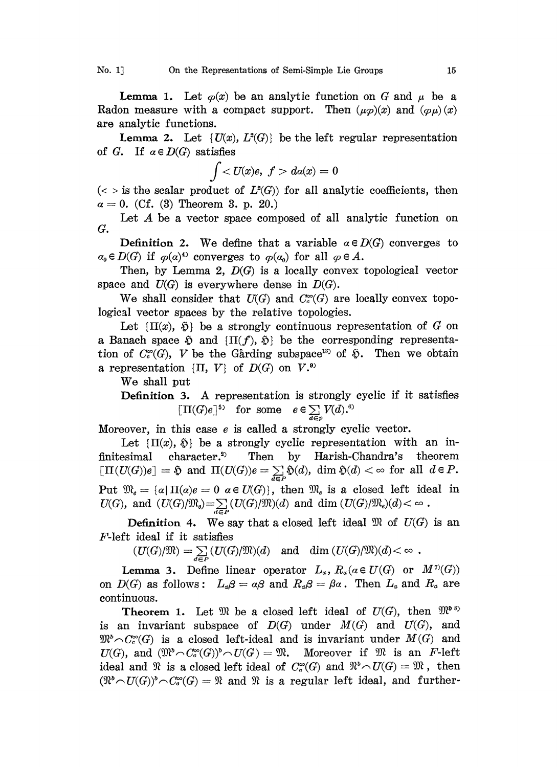**Lemma 1.** Let $\varphi(x)$ be an analytic function on $G$ and $\mu$ be a Radon measure with a compact support. Then $(\mu\varphi)(x)$ and $(\varphi\mu)(x)$ are analytic functions.

**Lemma 2.** Let $\{U(x), L^2(G)\}$ be the left regular representation of $G$. If $\alpha \in D(G)$ satisfies

$$\int < U(x)e,\ f > d\alpha(x) = 0$$

($< >$ is the scalar product of $L^2(G)$) for all analytic coefficients, then $\alpha = 0$. (Cf. (3) Theorem 3. p. 20.)

Let $A$ be a vector space composed of all analytic function on $G$.

**Definition 2.** We define that a variable $\alpha \in D(G)$ converges to $\alpha_0 \in D(G)$ if $\varphi(\alpha)$[4] converges to $\varphi(\alpha_0)$ for all $\varphi \in A$.

Then, by Lemma 2, $D(G)$ is a locally convex topological vector space and $U(G)$ is everywhere dense in $D(G)$.

We shall consider that $U(G)$ and $C_c^\infty(G)$ are locally convex topological vector spaces by the relative topologies.

Let $\{\Pi(x), \mathfrak{H}\}$ be a strongly continuous representation of $G$ on a Banach space $\mathfrak{H}$ and $\{\Pi(f), \mathfrak{H}\}$ be the corresponding representation of $C_c^\infty(G)$, $V$ be the Gårding subspace[13] of $\mathfrak{H}$. Then we obtain a representation $\{\Pi, V\}$ of $D(G)$ on $V$.[9]

We shall put

**Definition 3.** A representation is strongly cyclic if it satisfies $[\Pi(G)e]$[5] for some $e \in \sum_{d \in p} V(d)$.[6]

Moreover, in this case $e$ is called a strongly cyclic vector.

Let $\{\Pi(x), \mathfrak{H}\}$ be a strongly cyclic representation with an infinitesimal character.[2] Then by Harish-Chandra's theorem $[\Pi(U(G))e] = \mathfrak{H}$ and $\Pi(U(G))e = \sum_{d \in P} \mathfrak{H}(d)$, $\dim \mathfrak{H}(d) < \infty$ for all $d \in P$. Put $\mathfrak{M}_e = \{\alpha \mid \Pi(\alpha)e = 0\ \alpha \in U(G)\}$, then $\mathfrak{M}_e$ is a closed left ideal in $U(G)$, and $(U(G)/\mathfrak{M}_e) = \sum_{d \in P} (U(G)/\mathfrak{M})(d)$ and $\dim (U(G)/\mathfrak{M}_e)(d) < \infty$.

**Definition 4.** We say that a closed left ideal $\mathfrak{M}$ of $U(G)$ is an $F$-left ideal if it satisfies

$(U(G)/\mathfrak{M}) = \sum_{d \in P} (U(G)/\mathfrak{M})(d)$ and $\dim (U(G)/\mathfrak{M})(d) < \infty$.

**Lemma 3.** Define linear operator $L_\alpha$, $R_\alpha$ ($\alpha \in U(G)$ or $M$[7]$(G)$) on $D(G)$ as follows: $L_\alpha\beta = \alpha\beta$ and $R_\alpha\beta = \beta\alpha$. Then $L_\alpha$ and $R_\alpha$ are continuous.

**Theorem 1.** Let $\mathfrak{M}$ be a closed left ideal of $U(G)$, then $\mathfrak{M}^b$[8] is an invariant subspace of $D(G)$ under $M(G)$ and $U(G)$, and $\mathfrak{M}^b \frown C_c^\infty(G)$ is a closed left-ideal and is invariant under $M(G)$ and $U(G)$, and $(\mathfrak{M}^b \frown C_c^\infty(G))^b \frown U(G) = \mathfrak{M}$. Moreover if $\mathfrak{M}$ is an $F$-left ideal and $\mathfrak{N}$ is a closed left ideal of $C_c^\infty(G)$ and $\mathfrak{N}^b \frown U(G) = \mathfrak{M}$, then $(\mathfrak{N}^b \frown U(G))^b \frown C_c^\infty(G) = \mathfrak{N}$ and $\mathfrak{N}$ is a regular left ideal, and further-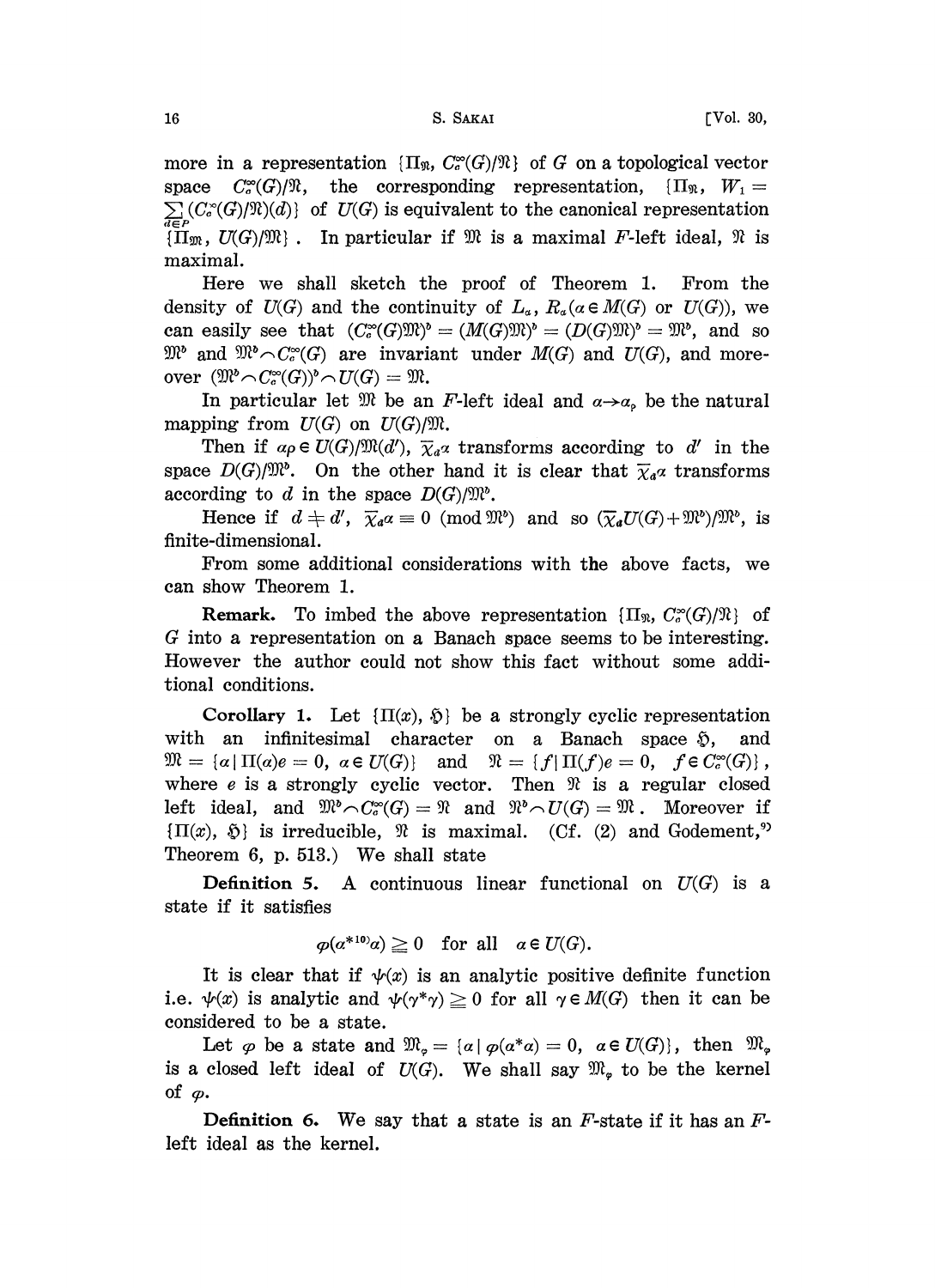more in a representation $\{\Pi_{\mathfrak{N}}, C_c^\infty(G)/\mathfrak{N}\}$ of $G$ on a topological vector space $C_c^\infty(G)/\mathfrak{N}$, the corresponding representation, $\{\Pi_{\mathfrak{N}}, W_1 = \sum_{d \in P} (C_c^\infty(G)/\mathfrak{N})(d)\}$ of $U(G)$ is equivalent to the canonical representation $\{\Pi_{\mathfrak{M}}, U(G)/\mathfrak{M}\}$. In particular if $\mathfrak{M}$ is a maximal $F$-left ideal, $\mathfrak{N}$ is maximal.

Here we shall sketch the proof of Theorem 1. From the density of $U(G)$ and the continuity of $L_\alpha$, $R_\alpha (\alpha \in M(G)$ or $U(G))$, we can easily see that $(C_c^\infty(G)\mathfrak{M})^b = (M(G)\mathfrak{M})^b = (D(G)\mathfrak{M})^b = \mathfrak{M}^b$, and so $\mathfrak{M}^b$ and $\mathfrak{M}^b \frown C_c^\infty(G)$ are invariant under $M(G)$ and $U(G)$, and moreover $(\mathfrak{M}^b \frown C_c^\infty(G))^b \frown U(G) = \mathfrak{M}$.

In particular let $\mathfrak{M}$ be an $F$-left ideal and $\alpha \to \alpha_\rho$ be the natural mapping from $U(G)$ on $U(G)/\mathfrak{M}$.

Then if $\alpha\rho \in U(G)/\mathfrak{M}(d')$, $\overline{\chi}_d\alpha$ transforms according to $d'$ in the space $D(G)/\mathfrak{M}^b$. On the other hand it is clear that $\overline{\chi}_d\alpha$ transforms according to $d$ in the space $D(G)/\mathfrak{M}^b$.

Hence if $d \neq d'$, $\overline{\chi}_d\alpha \equiv 0 \pmod{\mathfrak{M}^b}$ and so $(\overline{\chi}_d U(G) + \mathfrak{M}^b)/\mathfrak{M}^b$, is finite-dimensional.

From some additional considerations with the above facts, we can show Theorem 1.

**Remark.** To imbed the above representation $\{\Pi_{\mathfrak{N}}, C_c^\infty(G)/\mathfrak{N}\}$ of $G$ into a representation on a Banach space seems to be interesting. However the author could not show this fact without some additional conditions.

**Corollary 1.** Let $\{\Pi(x), \mathfrak{H}\}$ be a strongly cyclic representation with an infinitesimal character on a Banach space $\mathfrak{H}$, and $\mathfrak{M} = \{\alpha \mid \Pi(\alpha)e = 0,\ \alpha \in U(G)\}$ and $\mathfrak{N} = \{f \mid \Pi(f)e = 0,\ f \in C_c^\infty(G)\}$, where $e$ is a strongly cyclic vector. Then $\mathfrak{N}$ is a regular closed left ideal, and $\mathfrak{M}^b \frown C_c^\infty(G) = \mathfrak{N}$ and $\mathfrak{N}^b \frown U(G) = \mathfrak{M}$. Moreover if $\{\Pi(x), \mathfrak{H}\}$ is irreducible, $\mathfrak{N}$ is maximal. (Cf. (2) and Godement,[9] Theorem 6, p. 513.) We shall state

**Definition 5.** A continuous linear functional on $U(G)$ is a state if it satisfies

$$\varphi(\alpha^{*10)}\alpha) \geqq 0 \quad \text{for all} \quad \alpha \in U(G).$$

It is clear that if $\psi(x)$ is an analytic positive definite function i.e. $\psi(x)$ is analytic and $\psi(\gamma^*\gamma) \geqq 0$ for all $\gamma \in M(G)$ then it can be considered to be a state.

Let $\varphi$ be a state and $\mathfrak{M}_\varphi = \{\alpha \mid \varphi(\alpha^*\alpha) = 0,\ \alpha \in U(G)\}$, then $\mathfrak{M}_\varphi$ is a closed left ideal of $U(G)$. We shall say $\mathfrak{M}_\varphi$ to be the kernel of $\varphi$.

**Definition 6.** We say that a state is an $F$-state if it has an $F$-left ideal as the kernel.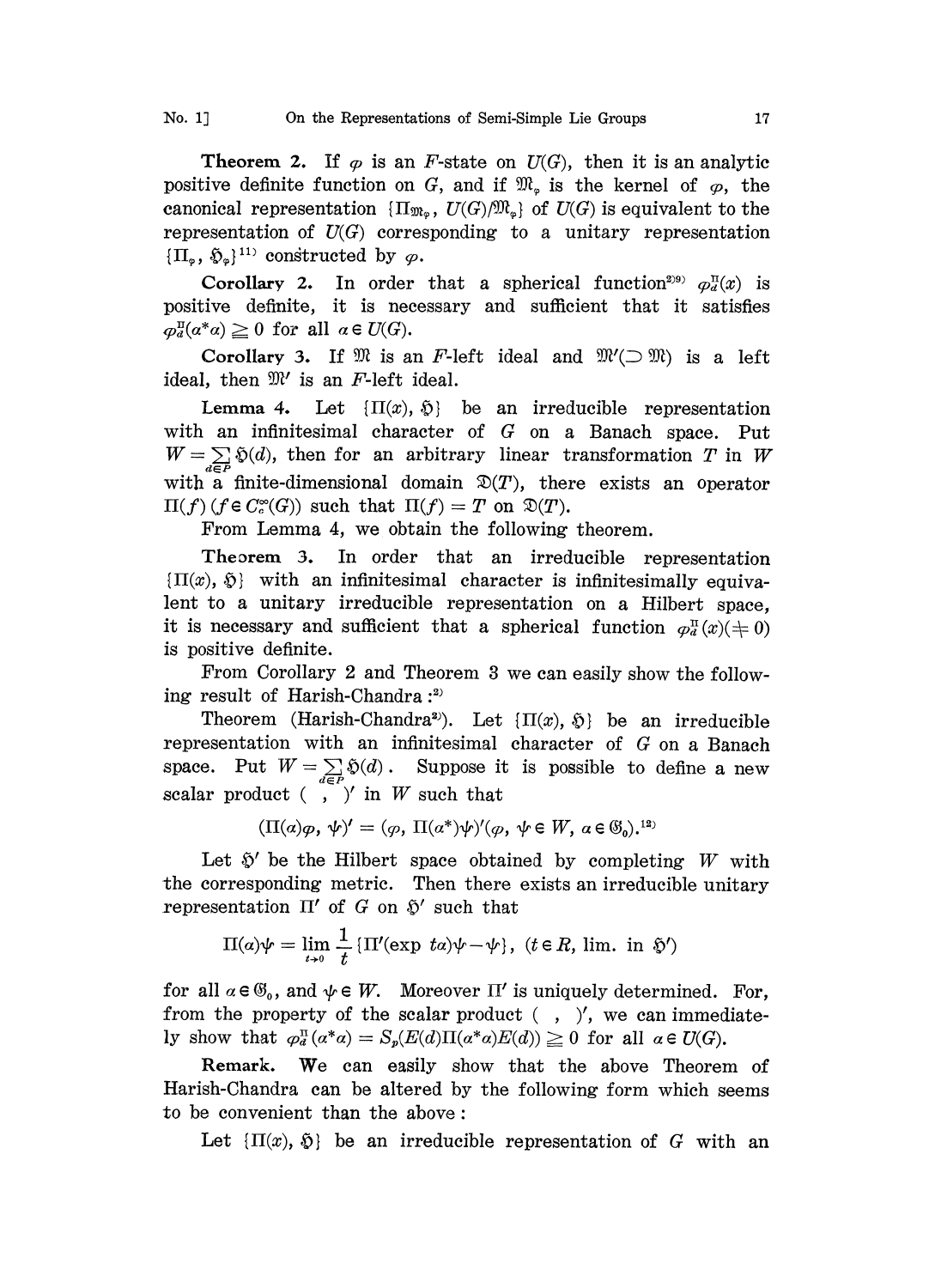**Theorem 2.** If $\varphi$ is an $F$-state on $U(G)$, then it is an analytic positive definite function on $G$, and if $\mathfrak{M}_\varphi$ is the kernel of $\varphi$, the canonical representation $\{\Pi_{\mathfrak{M}_\varphi}, U(G)/\mathfrak{M}_\varphi\}$ of $U(G)$ is equivalent to the representation of $U(G)$ corresponding to a unitary representation $\{\Pi_\varphi, \mathfrak{H}_\varphi\}$[11] constructed by $\varphi$.

**Corollary 2.** In order that a spherical function[2][9] $\varphi_d^\Pi(x)$ is positive definite, it is necessary and sufficient that it satisfies $\varphi_d^\Pi(a^*a) \geqq 0$ for all $a \in U(G)$.

**Corollary 3.** If $\mathfrak{M}$ is an $F$-left ideal and $\mathfrak{M}'(\supset \mathfrak{M})$ is a left ideal, then $\mathfrak{M}'$ is an $F$-left ideal.

**Lemma 4.** Let $\{\Pi(x), \mathfrak{H}\}$ be an irreducible representation with an infinitesimal character of $G$ on a Banach space. Put $W = \sum_{d \in P} \mathfrak{H}(d)$, then for an arbitrary linear transformation $T$ in $W$ with a finite-dimensional domain $\mathfrak{D}(T)$, there exists an operator $\Pi(f)$ $(f \in C_c^\infty(G))$ such that $\Pi(f) = T$ on $\mathfrak{D}(T)$.

From Lemma 4, we obtain the following theorem.

**Theorem 3.** In order that an irreducible representation $\{\Pi(x), \mathfrak{H}\}$ with an infinitesimal character is infinitesimally equivalent to a unitary irreducible representation on a Hilbert space, it is necessary and sufficient that a spherical function $\varphi_d^\Pi(x)(\neq 0)$ is positive definite.

From Corollary 2 and Theorem 3 we can easily show the following result of Harish-Chandra :[2]

Theorem (Harish-Chandra[2]). Let $\{\Pi(x), \mathfrak{H}\}$ be an irreducible representation with an infinitesimal character of $G$ on a Banach space. Put $W = \sum_{d \in P} \mathfrak{H}(d)$. Suppose it is possible to define a new scalar product $(\ ,\ )'$ in $W$ such that

$$(\Pi(a)\varphi, \psi)' = (\varphi, \Pi(a^*)\psi)' (\varphi, \psi \in W, a \in \mathfrak{G}_0).^{12)}$$

Let $\mathfrak{H}'$ be the Hilbert space obtained by completing $W$ with the corresponding metric. Then there exists an irreducible unitary representation $\Pi'$ of $G$ on $\mathfrak{H}'$ such that

$$\Pi(a)\psi = \lim_{t \to 0} \frac{1}{t} \{\Pi'(\exp ta)\psi - \psi\}, \ (t \in R, \text{ lim. in } \mathfrak{H}')$$

for all $a \in \mathfrak{G}_0$, and $\psi \in W$. Moreover $\Pi'$ is uniquely determined. For, from the property of the scalar product $(\ ,\ )'$, we can immediately show that $\varphi_d^\Pi(a^*a) = S_p(E(d)\Pi(a^*a)E(d)) \geqq 0$ for all $a \in U(G)$.

**Remark.** We can easily show that the above Theorem of Harish-Chandra can be altered by the following form which seems to be convenient than the above :

Let $\{\Pi(x), \mathfrak{H}\}$ be an irreducible representation of $G$ with an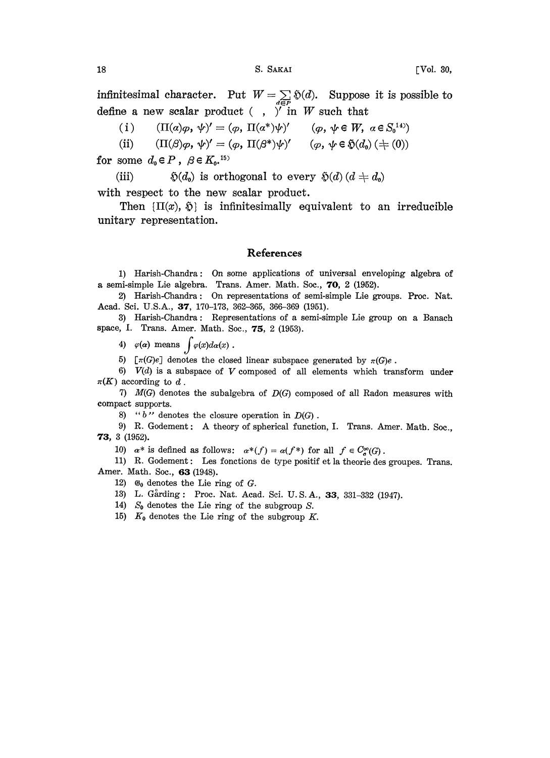infinitesimal character. Put $W = \sum_{d \in P} \mathfrak{H}(d)$. Suppose it is possible to define a new scalar product $(\ ,\ )'$ in $W$ such that

(i) $\quad (\Pi(\alpha)\varphi, \psi)' = (\varphi, \Pi(\alpha^*)\psi)' \qquad (\varphi, \psi \in W,\ \alpha \in S_0$[14]$)$

(ii) $\quad (\Pi(\beta)\varphi, \psi)' = (\varphi, \Pi(\beta^*)\psi)' \qquad (\varphi, \psi \in \mathfrak{H}(d_0)\ (\neq (0))$

for some $d_0 \in P$, $\beta \in K_0$.[15]

(iii) $\quad \mathfrak{H}(d_0)$ is orthogonal to every $\mathfrak{H}(d)\ (d \neq d_0)$

with respect to the new scalar product.

Then $\{\Pi(x), \mathfrak{H}\}$ is infinitesimally equivalent to an irreducible unitary representation.

## References

1) Harish-Chandra: On some applications of universal enveloping algebra of a semi-simple Lie algebra. Trans. Amer. Math. Soc., **70**, 2 (1952).

2) Harish-Chandra: On representations of semi-simple Lie groups. Proc. Nat. Acad. Sci. U.S.A., **37**, 170–173, 362–365, 366–369 (1951).

3) Harish-Chandra: Representations of a semi-simple Lie group on a Banach space, I. Trans. Amer. Math. Soc., **75**, 2 (1953).

4) $\varphi(\alpha)$ means $\int \varphi(x) d\alpha(x)$.

5) $[\pi(G)e]$ denotes the closed linear subspace generated by $\pi(G)e$.

6) $V(d)$ is a subspace of $V$ composed of all elements which transform under $\pi(K)$ according to $d$.

7) $M(G)$ denotes the subalgebra of $D(G)$ composed of all Radon measures with compact supports.

8) "$b$" denotes the closure operation in $D(G)$.

9) R. Godement: A theory of spherical function, I. Trans. Amer. Math. Soc., **73**, 3 (1952).

10) $\alpha^*$ is defined as follows: $\alpha^*(f) = \alpha(f^*)$ for all $f \in C_c^\infty(G)$.

11) R. Godement: Les fonctions de type positif et la theorie des groupes. Trans. Amer. Math. Soc., **63** (1948).

12) $\mathfrak{G}_0$ denotes the Lie ring of $G$.

13) L. Gårding: Proc. Nat. Acad. Sci. U.S.A., **33**, 331–332 (1947).

14) $S_0$ denotes the Lie ring of the subgroup $S$.

15) $K_0$ denotes the Lie ring of the subgroup $K$.